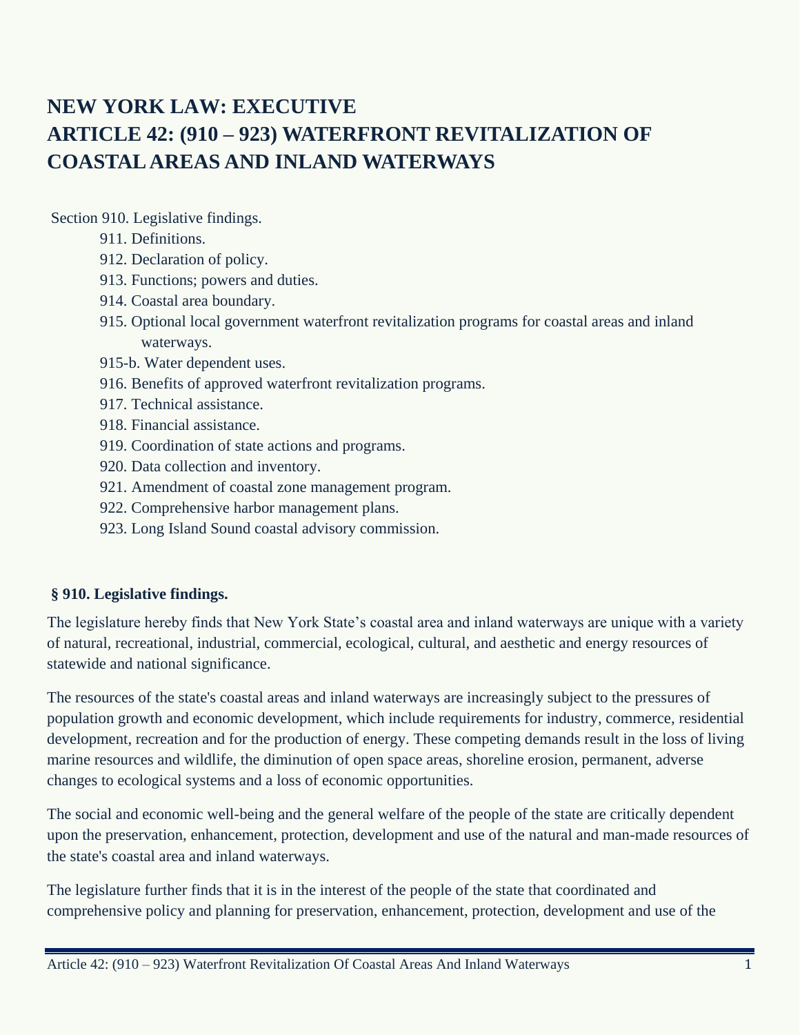# NEW YORK LAW: EXECUTIVE
# ARTICLE 42: (910 – 923) WATERFRONT REVITALIZATION OF COASTAL AREAS AND INLAND WATERWAYS

Section 910. Legislative findings.
- 911. Definitions.
- 912. Declaration of policy.
- 913. Functions; powers and duties.
- 914. Coastal area boundary.
- 915. Optional local government waterfront revitalization programs for coastal areas and inland waterways.
- 915-b. Water dependent uses.
- 916. Benefits of approved waterfront revitalization programs.
- 917. Technical assistance.
- 918. Financial assistance.
- 919. Coordination of state actions and programs.
- 920. Data collection and inventory.
- 921. Amendment of coastal zone management program.
- 922. Comprehensive harbor management plans.
- 923. Long Island Sound coastal advisory commission.

**§ 910. Legislative findings.**

The legislature hereby finds that New York State's coastal area and inland waterways are unique with a variety of natural, recreational, industrial, commercial, ecological, cultural, and aesthetic and energy resources of statewide and national significance.

The resources of the state's coastal areas and inland waterways are increasingly subject to the pressures of population growth and economic development, which include requirements for industry, commerce, residential development, recreation and for the production of energy. These competing demands result in the loss of living marine resources and wildlife, the diminution of open space areas, shoreline erosion, permanent, adverse changes to ecological systems and a loss of economic opportunities.

The social and economic well-being and the general welfare of the people of the state are critically dependent upon the preservation, enhancement, protection, development and use of the natural and man-made resources of the state's coastal area and inland waterways.

The legislature further finds that it is in the interest of the people of the state that coordinated and comprehensive policy and planning for preservation, enhancement, protection, development and use of the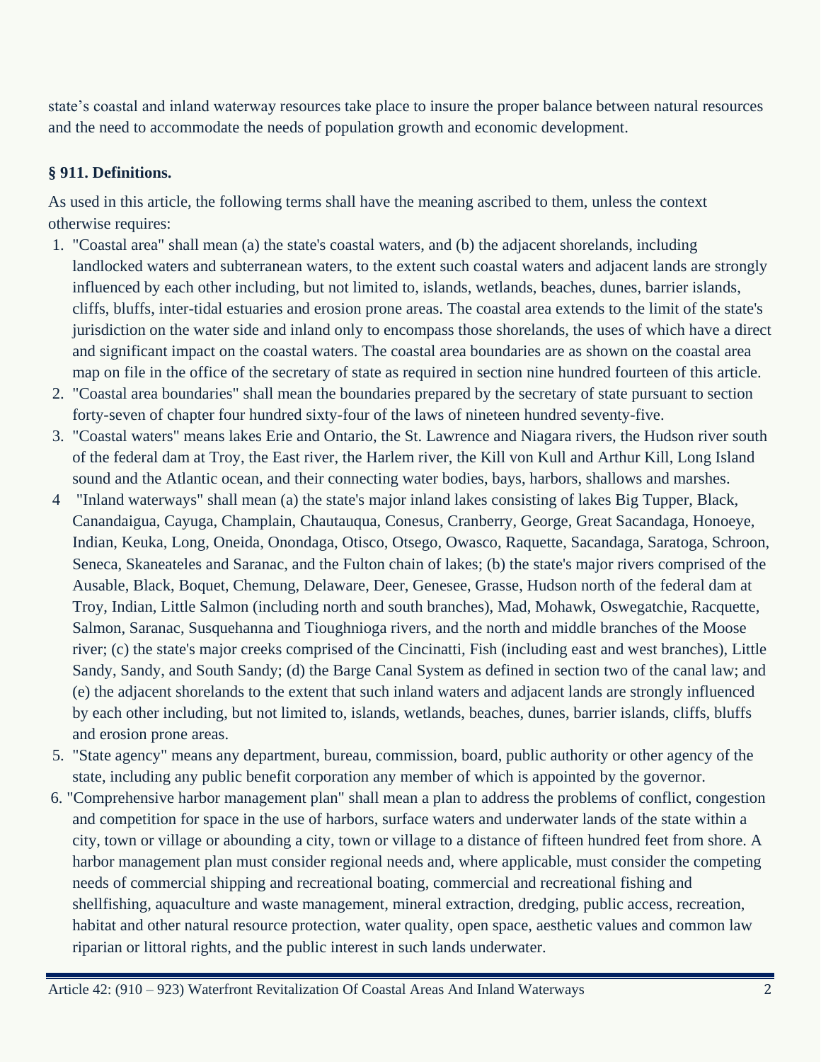state's coastal and inland waterway resources take place to insure the proper balance between natural resources and the need to accommodate the needs of population growth and economic development.

**§ 911. Definitions.**

As used in this article, the following terms shall have the meaning ascribed to them, unless the context otherwise requires:

1. "Coastal area" shall mean (a) the state's coastal waters, and (b) the adjacent shorelands, including landlocked waters and subterranean waters, to the extent such coastal waters and adjacent lands are strongly influenced by each other including, but not limited to, islands, wetlands, beaches, dunes, barrier islands, cliffs, bluffs, inter-tidal estuaries and erosion prone areas. The coastal area extends to the limit of the state's jurisdiction on the water side and inland only to encompass those shorelands, the uses of which have a direct and significant impact on the coastal waters. The coastal area boundaries are as shown on the coastal area map on file in the office of the secretary of state as required in section nine hundred fourteen of this article.
2. "Coastal area boundaries" shall mean the boundaries prepared by the secretary of state pursuant to section forty-seven of chapter four hundred sixty-four of the laws of nineteen hundred seventy-five.
3. "Coastal waters" means lakes Erie and Ontario, the St. Lawrence and Niagara rivers, the Hudson river south of the federal dam at Troy, the East river, the Harlem river, the Kill von Kull and Arthur Kill, Long Island sound and the Atlantic ocean, and their connecting water bodies, bays, harbors, shallows and marshes.
4. "Inland waterways" shall mean (a) the state's major inland lakes consisting of lakes Big Tupper, Black, Canandaigua, Cayuga, Champlain, Chautauqua, Conesus, Cranberry, George, Great Sacandaga, Honoeye, Indian, Keuka, Long, Oneida, Onondaga, Otisco, Otsego, Owasco, Raquette, Sacandaga, Saratoga, Schroon, Seneca, Skaneateles and Saranac, and the Fulton chain of lakes; (b) the state's major rivers comprised of the Ausable, Black, Boquet, Chemung, Delaware, Deer, Genesee, Grasse, Hudson north of the federal dam at Troy, Indian, Little Salmon (including north and south branches), Mad, Mohawk, Oswegatchie, Racquette, Salmon, Saranac, Susquehanna and Tioughnioga rivers, and the north and middle branches of the Moose river; (c) the state's major creeks comprised of the Cincinatti, Fish (including east and west branches), Little Sandy, Sandy, and South Sandy; (d) the Barge Canal System as defined in section two of the canal law; and (e) the adjacent shorelands to the extent that such inland waters and adjacent lands are strongly influenced by each other including, but not limited to, islands, wetlands, beaches, dunes, barrier islands, cliffs, bluffs and erosion prone areas.
5. "State agency" means any department, bureau, commission, board, public authority or other agency of the state, including any public benefit corporation any member of which is appointed by the governor.
6. "Comprehensive harbor management plan" shall mean a plan to address the problems of conflict, congestion and competition for space in the use of harbors, surface waters and underwater lands of the state within a city, town or village or abounding a city, town or village to a distance of fifteen hundred feet from shore. A harbor management plan must consider regional needs and, where applicable, must consider the competing needs of commercial shipping and recreational boating, commercial and recreational fishing and shellfishing, aquaculture and waste management, mineral extraction, dredging, public access, recreation, habitat and other natural resource protection, water quality, open space, aesthetic values and common law riparian or littoral rights, and the public interest in such lands underwater.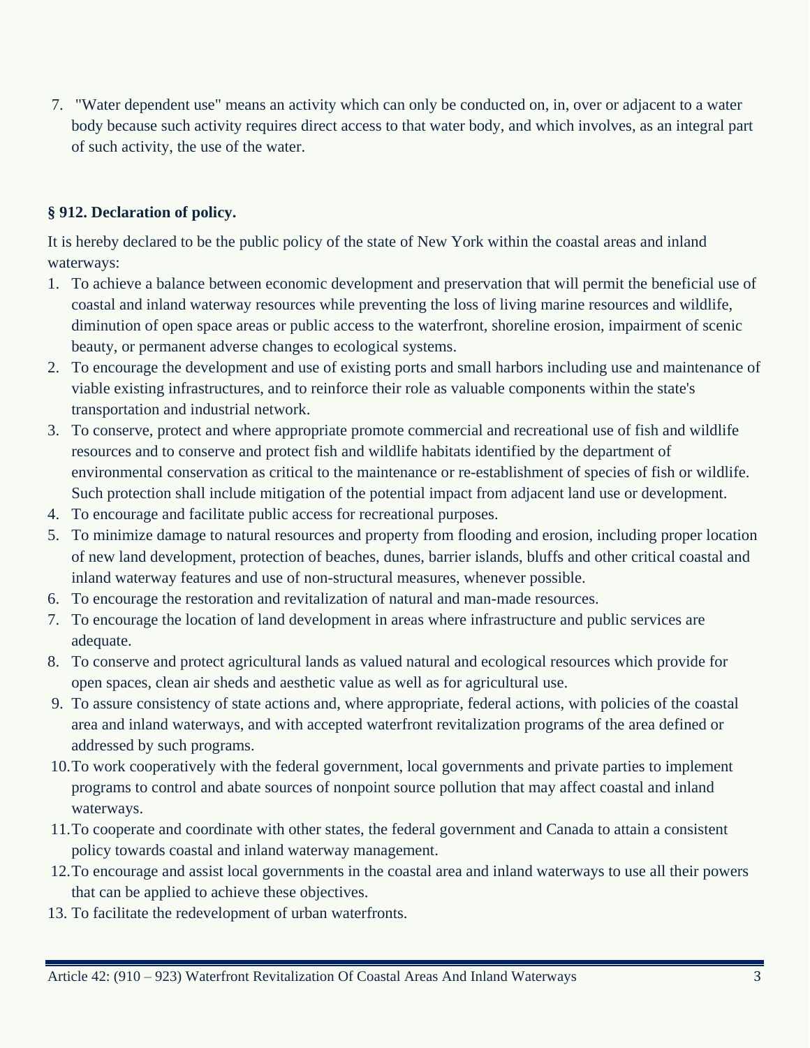7. "Water dependent use" means an activity which can only be conducted on, in, over or adjacent to a water body because such activity requires direct access to that water body, and which involves, as an integral part of such activity, the use of the water.

**§ 912. Declaration of policy.**

It is hereby declared to be the public policy of the state of New York within the coastal areas and inland waterways:

1. To achieve a balance between economic development and preservation that will permit the beneficial use of coastal and inland waterway resources while preventing the loss of living marine resources and wildlife, diminution of open space areas or public access to the waterfront, shoreline erosion, impairment of scenic beauty, or permanent adverse changes to ecological systems.
2. To encourage the development and use of existing ports and small harbors including use and maintenance of viable existing infrastructures, and to reinforce their role as valuable components within the state's transportation and industrial network.
3. To conserve, protect and where appropriate promote commercial and recreational use of fish and wildlife resources and to conserve and protect fish and wildlife habitats identified by the department of environmental conservation as critical to the maintenance or re-establishment of species of fish or wildlife. Such protection shall include mitigation of the potential impact from adjacent land use or development.
4. To encourage and facilitate public access for recreational purposes.
5. To minimize damage to natural resources and property from flooding and erosion, including proper location of new land development, protection of beaches, dunes, barrier islands, bluffs and other critical coastal and inland waterway features and use of non-structural measures, whenever possible.
6. To encourage the restoration and revitalization of natural and man-made resources.
7. To encourage the location of land development in areas where infrastructure and public services are adequate.
8. To conserve and protect agricultural lands as valued natural and ecological resources which provide for open spaces, clean air sheds and aesthetic value as well as for agricultural use.
9. To assure consistency of state actions and, where appropriate, federal actions, with policies of the coastal area and inland waterways, and with accepted waterfront revitalization programs of the area defined or addressed by such programs.
10. To work cooperatively with the federal government, local governments and private parties to implement programs to control and abate sources of nonpoint source pollution that may affect coastal and inland waterways.
11. To cooperate and coordinate with other states, the federal government and Canada to attain a consistent policy towards coastal and inland waterway management.
12. To encourage and assist local governments in the coastal area and inland waterways to use all their powers that can be applied to achieve these objectives.
13. To facilitate the redevelopment of urban waterfronts.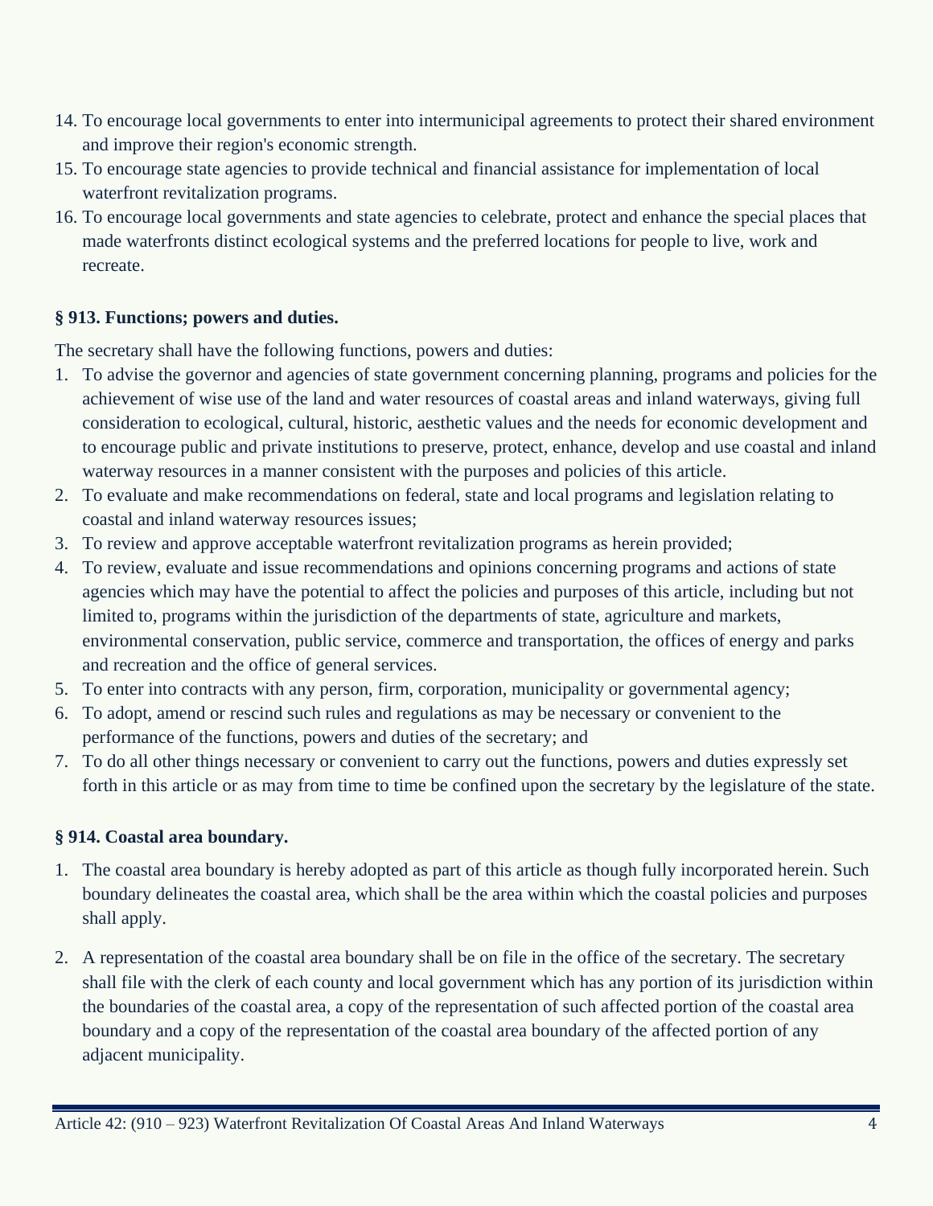14. To encourage local governments to enter into intermunicipal agreements to protect their shared environment and improve their region's economic strength.
15. To encourage state agencies to provide technical and financial assistance for implementation of local waterfront revitalization programs.
16. To encourage local governments and state agencies to celebrate, protect and enhance the special places that made waterfronts distinct ecological systems and the preferred locations for people to live, work and recreate.

**§ 913. Functions; powers and duties.**

The secretary shall have the following functions, powers and duties:

1. To advise the governor and agencies of state government concerning planning, programs and policies for the achievement of wise use of the land and water resources of coastal areas and inland waterways, giving full consideration to ecological, cultural, historic, aesthetic values and the needs for economic development and to encourage public and private institutions to preserve, protect, enhance, develop and use coastal and inland waterway resources in a manner consistent with the purposes and policies of this article.
2. To evaluate and make recommendations on federal, state and local programs and legislation relating to coastal and inland waterway resources issues;
3. To review and approve acceptable waterfront revitalization programs as herein provided;
4. To review, evaluate and issue recommendations and opinions concerning programs and actions of state agencies which may have the potential to affect the policies and purposes of this article, including but not limited to, programs within the jurisdiction of the departments of state, agriculture and markets, environmental conservation, public service, commerce and transportation, the offices of energy and parks and recreation and the office of general services.
5. To enter into contracts with any person, firm, corporation, municipality or governmental agency;
6. To adopt, amend or rescind such rules and regulations as may be necessary or convenient to the performance of the functions, powers and duties of the secretary; and
7. To do all other things necessary or convenient to carry out the functions, powers and duties expressly set forth in this article or as may from time to time be confined upon the secretary by the legislature of the state.

**§ 914. Coastal area boundary.**

1. The coastal area boundary is hereby adopted as part of this article as though fully incorporated herein. Such boundary delineates the coastal area, which shall be the area within which the coastal policies and purposes shall apply.

2. A representation of the coastal area boundary shall be on file in the office of the secretary. The secretary shall file with the clerk of each county and local government which has any portion of its jurisdiction within the boundaries of the coastal area, a copy of the representation of such affected portion of the coastal area boundary and a copy of the representation of the coastal area boundary of the affected portion of any adjacent municipality.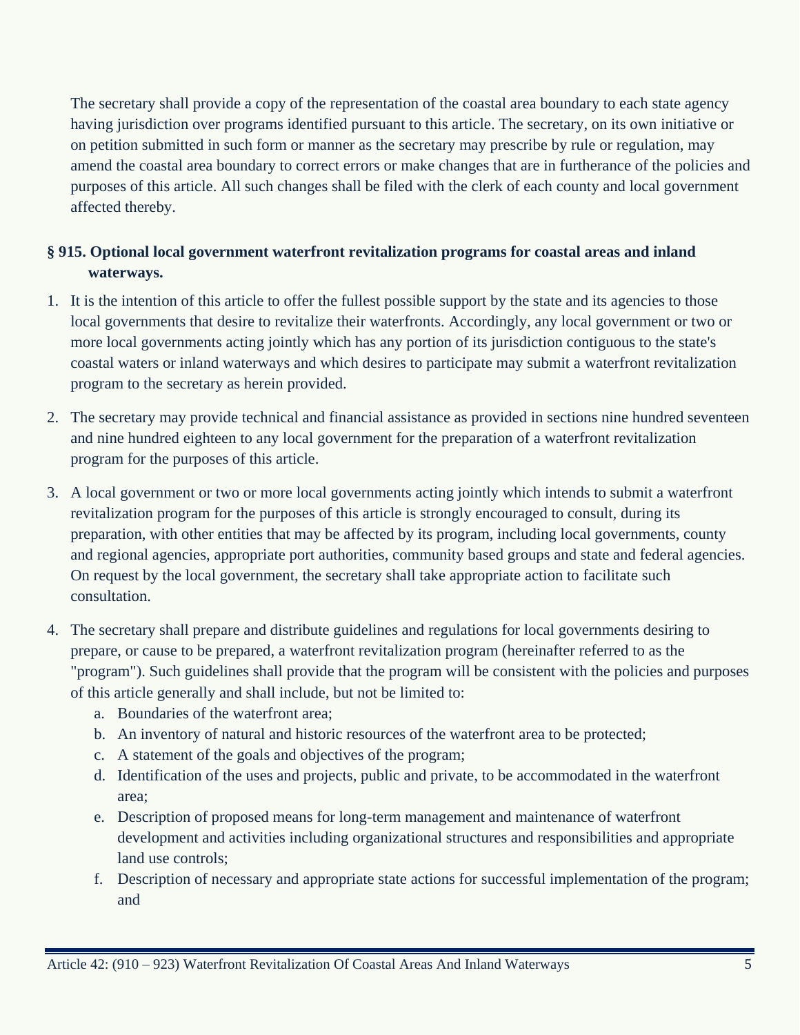The secretary shall provide a copy of the representation of the coastal area boundary to each state agency having jurisdiction over programs identified pursuant to this article. The secretary, on its own initiative or on petition submitted in such form or manner as the secretary may prescribe by rule or regulation, may amend the coastal area boundary to correct errors or make changes that are in furtherance of the policies and purposes of this article. All such changes shall be filed with the clerk of each county and local government affected thereby.

### § 915. Optional local government waterfront revitalization programs for coastal areas and inland waterways.

1. It is the intention of this article to offer the fullest possible support by the state and its agencies to those local governments that desire to revitalize their waterfronts. Accordingly, any local government or two or more local governments acting jointly which has any portion of its jurisdiction contiguous to the state's coastal waters or inland waterways and which desires to participate may submit a waterfront revitalization program to the secretary as herein provided.

2. The secretary may provide technical and financial assistance as provided in sections nine hundred seventeen and nine hundred eighteen to any local government for the preparation of a waterfront revitalization program for the purposes of this article.

3. A local government or two or more local governments acting jointly which intends to submit a waterfront revitalization program for the purposes of this article is strongly encouraged to consult, during its preparation, with other entities that may be affected by its program, including local governments, county and regional agencies, appropriate port authorities, community based groups and state and federal agencies. On request by the local government, the secretary shall take appropriate action to facilitate such consultation.

4. The secretary shall prepare and distribute guidelines and regulations for local governments desiring to prepare, or cause to be prepared, a waterfront revitalization program (hereinafter referred to as the "program"). Such guidelines shall provide that the program will be consistent with the policies and purposes of this article generally and shall include, but not be limited to:
    a. Boundaries of the waterfront area;
    b. An inventory of natural and historic resources of the waterfront area to be protected;
    c. A statement of the goals and objectives of the program;
    d. Identification of the uses and projects, public and private, to be accommodated in the waterfront area;
    e. Description of proposed means for long-term management and maintenance of waterfront development and activities including organizational structures and responsibilities and appropriate land use controls;
    f. Description of necessary and appropriate state actions for successful implementation of the program; and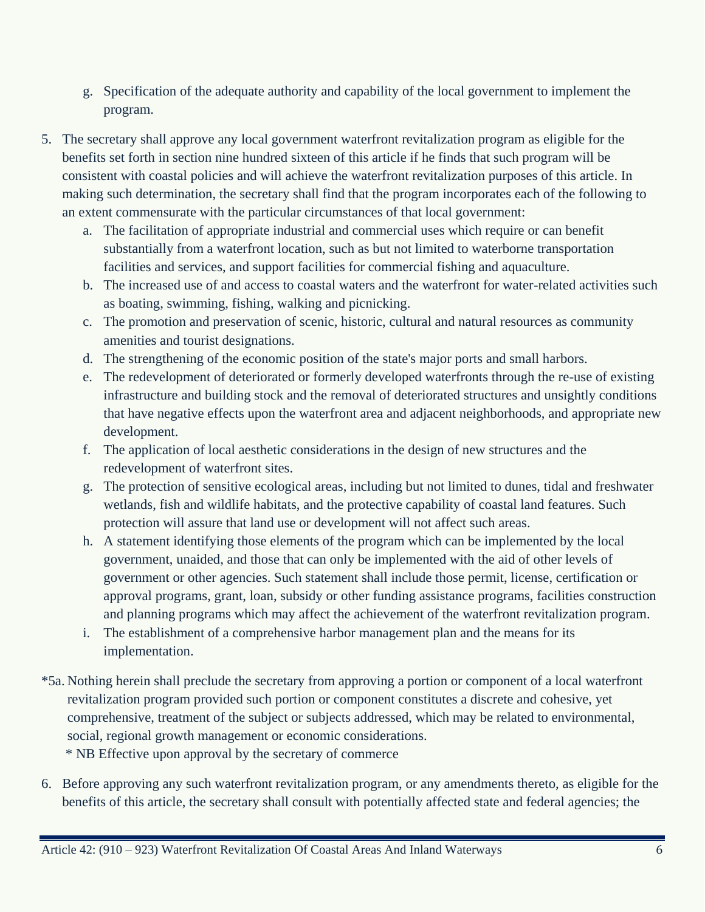g. Specification of the adequate authority and capability of the local government to implement the program.

5. The secretary shall approve any local government waterfront revitalization program as eligible for the benefits set forth in section nine hundred sixteen of this article if he finds that such program will be consistent with coastal policies and will achieve the waterfront revitalization purposes of this article. In making such determination, the secretary shall find that the program incorporates each of the following to an extent commensurate with the particular circumstances of that local government:
   a. The facilitation of appropriate industrial and commercial uses which require or can benefit substantially from a waterfront location, such as but not limited to waterborne transportation facilities and services, and support facilities for commercial fishing and aquaculture.
   b. The increased use of and access to coastal waters and the waterfront for water-related activities such as boating, swimming, fishing, walking and picnicking.
   c. The promotion and preservation of scenic, historic, cultural and natural resources as community amenities and tourist designations.
   d. The strengthening of the economic position of the state's major ports and small harbors.
   e. The redevelopment of deteriorated or formerly developed waterfronts through the re-use of existing infrastructure and building stock and the removal of deteriorated structures and unsightly conditions that have negative effects upon the waterfront area and adjacent neighborhoods, and appropriate new development.
   f. The application of local aesthetic considerations in the design of new structures and the redevelopment of waterfront sites.
   g. The protection of sensitive ecological areas, including but not limited to dunes, tidal and freshwater wetlands, fish and wildlife habitats, and the protective capability of coastal land features. Such protection will assure that land use or development will not affect such areas.
   h. A statement identifying those elements of the program which can be implemented by the local government, unaided, and those that can only be implemented with the aid of other levels of government or other agencies. Such statement shall include those permit, license, certification or approval programs, grant, loan, subsidy or other funding assistance programs, facilities construction and planning programs which may affect the achievement of the waterfront revitalization program.
   i. The establishment of a comprehensive harbor management plan and the means for its implementation.

*5a. Nothing herein shall preclude the secretary from approving a portion or component of a local waterfront revitalization program provided such portion or component constitutes a discrete and cohesive, yet comprehensive, treatment of the subject or subjects addressed, which may be related to environmental, social, regional growth management or economic considerations.

\* NB Effective upon approval by the secretary of commerce

6. Before approving any such waterfront revitalization program, or any amendments thereto, as eligible for the benefits of this article, the secretary shall consult with potentially affected state and federal agencies; the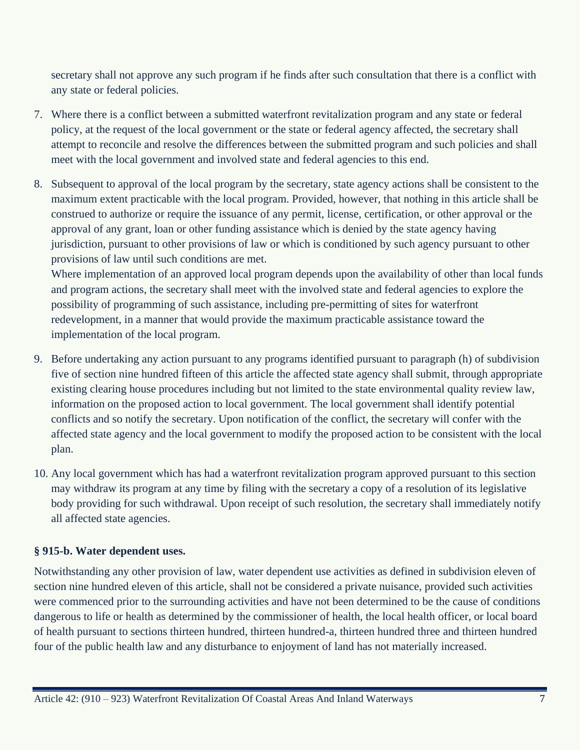secretary shall not approve any such program if he finds after such consultation that there is a conflict with any state or federal policies.

7. Where there is a conflict between a submitted waterfront revitalization program and any state or federal policy, at the request of the local government or the state or federal agency affected, the secretary shall attempt to reconcile and resolve the differences between the submitted program and such policies and shall meet with the local government and involved state and federal agencies to this end.

8. Subsequent to approval of the local program by the secretary, state agency actions shall be consistent to the maximum extent practicable with the local program. Provided, however, that nothing in this article shall be construed to authorize or require the issuance of any permit, license, certification, or other approval or the approval of any grant, loan or other funding assistance which is denied by the state agency having jurisdiction, pursuant to other provisions of law or which is conditioned by such agency pursuant to other provisions of law until such conditions are met.
   Where implementation of an approved local program depends upon the availability of other than local funds and program actions, the secretary shall meet with the involved state and federal agencies to explore the possibility of programming of such assistance, including pre-permitting of sites for waterfront redevelopment, in a manner that would provide the maximum practicable assistance toward the implementation of the local program.

9. Before undertaking any action pursuant to any programs identified pursuant to paragraph (h) of subdivision five of section nine hundred fifteen of this article the affected state agency shall submit, through appropriate existing clearing house procedures including but not limited to the state environmental quality review law, information on the proposed action to local government. The local government shall identify potential conflicts and so notify the secretary. Upon notification of the conflict, the secretary will confer with the affected state agency and the local government to modify the proposed action to be consistent with the local plan.

10. Any local government which has had a waterfront revitalization program approved pursuant to this section may withdraw its program at any time by filing with the secretary a copy of a resolution of its legislative body providing for such withdrawal. Upon receipt of such resolution, the secretary shall immediately notify all affected state agencies.

### § 915-b. Water dependent uses.

Notwithstanding any other provision of law, water dependent use activities as defined in subdivision eleven of section nine hundred eleven of this article, shall not be considered a private nuisance, provided such activities were commenced prior to the surrounding activities and have not been determined to be the cause of conditions dangerous to life or health as determined by the commissioner of health, the local health officer, or local board of health pursuant to sections thirteen hundred, thirteen hundred-a, thirteen hundred three and thirteen hundred four of the public health law and any disturbance to enjoyment of land has not materially increased.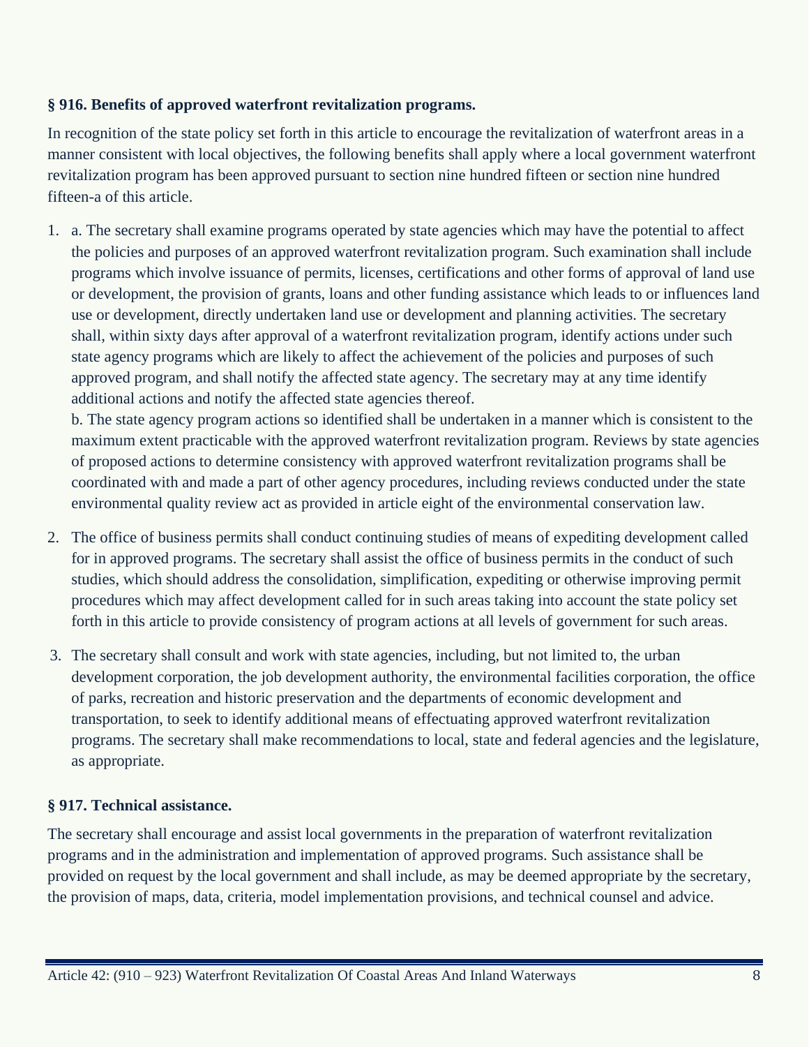**§ 916. Benefits of approved waterfront revitalization programs.**

In recognition of the state policy set forth in this article to encourage the revitalization of waterfront areas in a manner consistent with local objectives, the following benefits shall apply where a local government waterfront revitalization program has been approved pursuant to section nine hundred fifteen or section nine hundred fifteen-a of this article.

1. a. The secretary shall examine programs operated by state agencies which may have the potential to affect the policies and purposes of an approved waterfront revitalization program. Such examination shall include programs which involve issuance of permits, licenses, certifications and other forms of approval of land use or development, the provision of grants, loans and other funding assistance which leads to or influences land use or development, directly undertaken land use or development and planning activities. The secretary shall, within sixty days after approval of a waterfront revitalization program, identify actions under such state agency programs which are likely to affect the achievement of the policies and purposes of such approved program, and shall notify the affected state agency. The secretary may at any time identify additional actions and notify the affected state agencies thereof.
   b. The state agency program actions so identified shall be undertaken in a manner which is consistent to the maximum extent practicable with the approved waterfront revitalization program. Reviews by state agencies of proposed actions to determine consistency with approved waterfront revitalization programs shall be coordinated with and made a part of other agency procedures, including reviews conducted under the state environmental quality review act as provided in article eight of the environmental conservation law.

2. The office of business permits shall conduct continuing studies of means of expediting development called for in approved programs. The secretary shall assist the office of business permits in the conduct of such studies, which should address the consolidation, simplification, expediting or otherwise improving permit procedures which may affect development called for in such areas taking into account the state policy set forth in this article to provide consistency of program actions at all levels of government for such areas.

3. The secretary shall consult and work with state agencies, including, but not limited to, the urban development corporation, the job development authority, the environmental facilities corporation, the office of parks, recreation and historic preservation and the departments of economic development and transportation, to seek to identify additional means of effectuating approved waterfront revitalization programs. The secretary shall make recommendations to local, state and federal agencies and the legislature, as appropriate.

**§ 917. Technical assistance.**

The secretary shall encourage and assist local governments in the preparation of waterfront revitalization programs and in the administration and implementation of approved programs. Such assistance shall be provided on request by the local government and shall include, as may be deemed appropriate by the secretary, the provision of maps, data, criteria, model implementation provisions, and technical counsel and advice.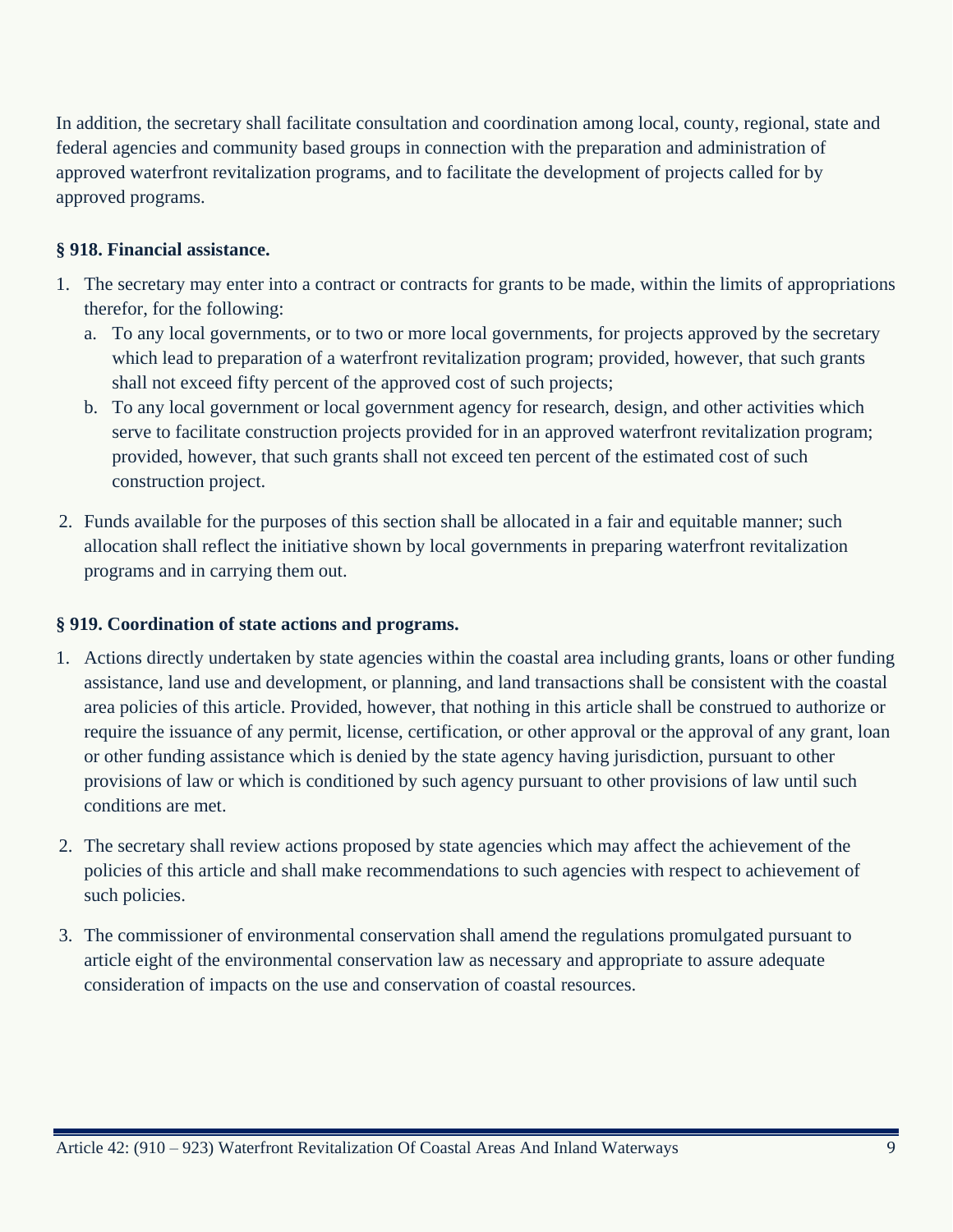In addition, the secretary shall facilitate consultation and coordination among local, county, regional, state and federal agencies and community based groups in connection with the preparation and administration of approved waterfront revitalization programs, and to facilitate the development of projects called for by approved programs.

### § 918. Financial assistance.

1. The secretary may enter into a contract or contracts for grants to be made, within the limits of appropriations therefor, for the following:
   a. To any local governments, or to two or more local governments, for projects approved by the secretary which lead to preparation of a waterfront revitalization program; provided, however, that such grants shall not exceed fifty percent of the approved cost of such projects;
   b. To any local government or local government agency for research, design, and other activities which serve to facilitate construction projects provided for in an approved waterfront revitalization program; provided, however, that such grants shall not exceed ten percent of the estimated cost of such construction project.

2. Funds available for the purposes of this section shall be allocated in a fair and equitable manner; such allocation shall reflect the initiative shown by local governments in preparing waterfront revitalization programs and in carrying them out.

### § 919. Coordination of state actions and programs.

1. Actions directly undertaken by state agencies within the coastal area including grants, loans or other funding assistance, land use and development, or planning, and land transactions shall be consistent with the coastal area policies of this article. Provided, however, that nothing in this article shall be construed to authorize or require the issuance of any permit, license, certification, or other approval or the approval of any grant, loan or other funding assistance which is denied by the state agency having jurisdiction, pursuant to other provisions of law or which is conditioned by such agency pursuant to other provisions of law until such conditions are met.

2. The secretary shall review actions proposed by state agencies which may affect the achievement of the policies of this article and shall make recommendations to such agencies with respect to achievement of such policies.

3. The commissioner of environmental conservation shall amend the regulations promulgated pursuant to article eight of the environmental conservation law as necessary and appropriate to assure adequate consideration of impacts on the use and conservation of coastal resources.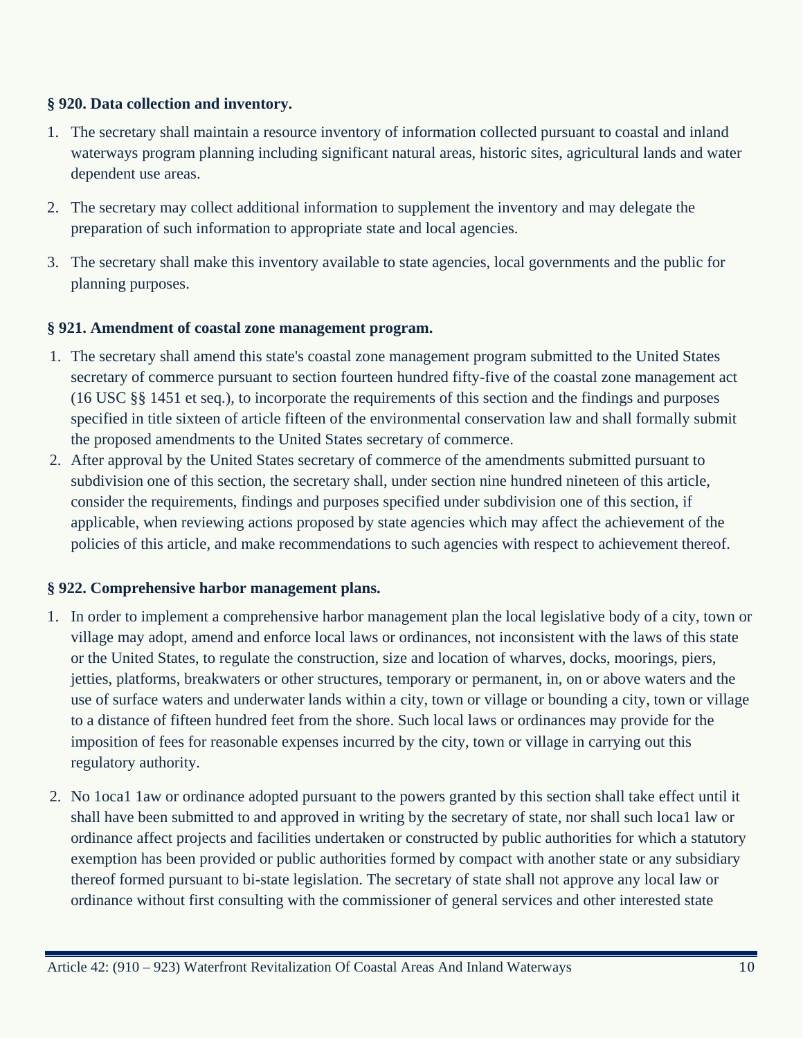**§ 920. Data collection and inventory.**

1. The secretary shall maintain a resource inventory of information collected pursuant to coastal and inland waterways program planning including significant natural areas, historic sites, agricultural lands and water dependent use areas.

2. The secretary may collect additional information to supplement the inventory and may delegate the preparation of such information to appropriate state and local agencies.

3. The secretary shall make this inventory available to state agencies, local governments and the public for planning purposes.

**§ 921. Amendment of coastal zone management program.**

1. The secretary shall amend this state's coastal zone management program submitted to the United States secretary of commerce pursuant to section fourteen hundred fifty-five of the coastal zone management act (16 USC §§ 1451 et seq.), to incorporate the requirements of this section and the findings and purposes specified in title sixteen of article fifteen of the environmental conservation law and shall formally submit the proposed amendments to the United States secretary of commerce.
2. After approval by the United States secretary of commerce of the amendments submitted pursuant to subdivision one of this section, the secretary shall, under section nine hundred nineteen of this article, consider the requirements, findings and purposes specified under subdivision one of this section, if applicable, when reviewing actions proposed by state agencies which may affect the achievement of the policies of this article, and make recommendations to such agencies with respect to achievement thereof.

**§ 922. Comprehensive harbor management plans.**

1. In order to implement a comprehensive harbor management plan the local legislative body of a city, town or village may adopt, amend and enforce local laws or ordinances, not inconsistent with the laws of this state or the United States, to regulate the construction, size and location of wharves, docks, moorings, piers, jetties, platforms, breakwaters or other structures, temporary or permanent, in, on or above waters and the use of surface waters and underwater lands within a city, town or village or bounding a city, town or village to a distance of fifteen hundred feet from the shore. Such local laws or ordinances may provide for the imposition of fees for reasonable expenses incurred by the city, town or village in carrying out this regulatory authority.

2. No 1oca1 1aw or ordinance adopted pursuant to the powers granted by this section shall take effect until it shall have been submitted to and approved in writing by the secretary of state, nor shall such loca1 law or ordinance affect projects and facilities undertaken or constructed by public authorities for which a statutory exemption has been provided or public authorities formed by compact with another state or any subsidiary thereof formed pursuant to bi-state legislation. The secretary of state shall not approve any local law or ordinance without first consulting with the commissioner of general services and other interested state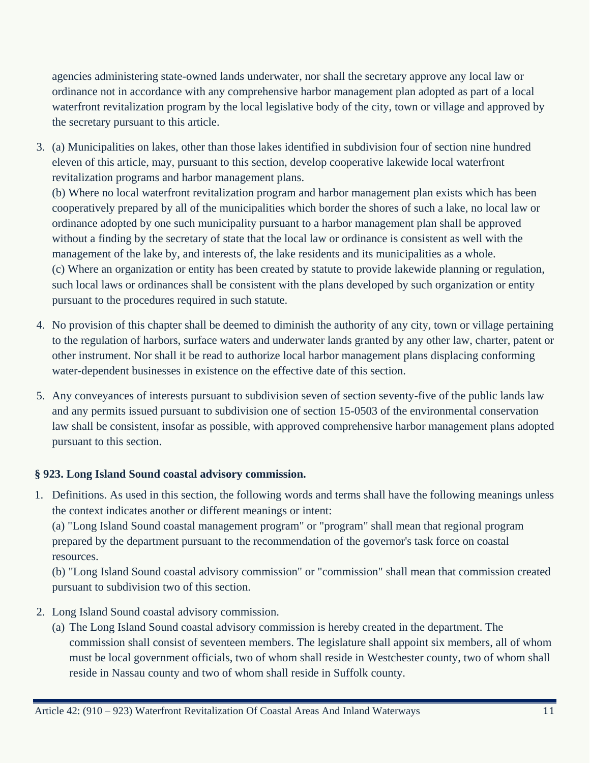agencies administering state-owned lands underwater, nor shall the secretary approve any local law or ordinance not in accordance with any comprehensive harbor management plan adopted as part of a local waterfront revitalization program by the local legislative body of the city, town or village and approved by the secretary pursuant to this article.

3. (a) Municipalities on lakes, other than those lakes identified in subdivision four of section nine hundred eleven of this article, may, pursuant to this section, develop cooperative lakewide local waterfront revitalization programs and harbor management plans.
   (b) Where no local waterfront revitalization program and harbor management plan exists which has been cooperatively prepared by all of the municipalities which border the shores of such a lake, no local law or ordinance adopted by one such municipality pursuant to a harbor management plan shall be approved without a finding by the secretary of state that the local law or ordinance is consistent as well with the management of the lake by, and interests of, the lake residents and its municipalities as a whole.
   (c) Where an organization or entity has been created by statute to provide lakewide planning or regulation, such local laws or ordinances shall be consistent with the plans developed by such organization or entity pursuant to the procedures required in such statute.

4. No provision of this chapter shall be deemed to diminish the authority of any city, town or village pertaining to the regulation of harbors, surface waters and underwater lands granted by any other law, charter, patent or other instrument. Nor shall it be read to authorize local harbor management plans displacing conforming water-dependent businesses in existence on the effective date of this section.

5. Any conveyances of interests pursuant to subdivision seven of section seventy-five of the public lands law and any permits issued pursuant to subdivision one of section 15-0503 of the environmental conservation law shall be consistent, insofar as possible, with approved comprehensive harbor management plans adopted pursuant to this section.

**§ 923. Long Island Sound coastal advisory commission.**

1. Definitions. As used in this section, the following words and terms shall have the following meanings unless the context indicates another or different meanings or intent:
   (a) "Long Island Sound coastal management program" or "program" shall mean that regional program prepared by the department pursuant to the recommendation of the governor's task force on coastal resources.
   (b) "Long Island Sound coastal advisory commission" or "commission" shall mean that commission created pursuant to subdivision two of this section.

2. Long Island Sound coastal advisory commission.
   (a) The Long Island Sound coastal advisory commission is hereby created in the department. The commission shall consist of seventeen members. The legislature shall appoint six members, all of whom must be local government officials, two of whom shall reside in Westchester county, two of whom shall reside in Nassau county and two of whom shall reside in Suffolk county.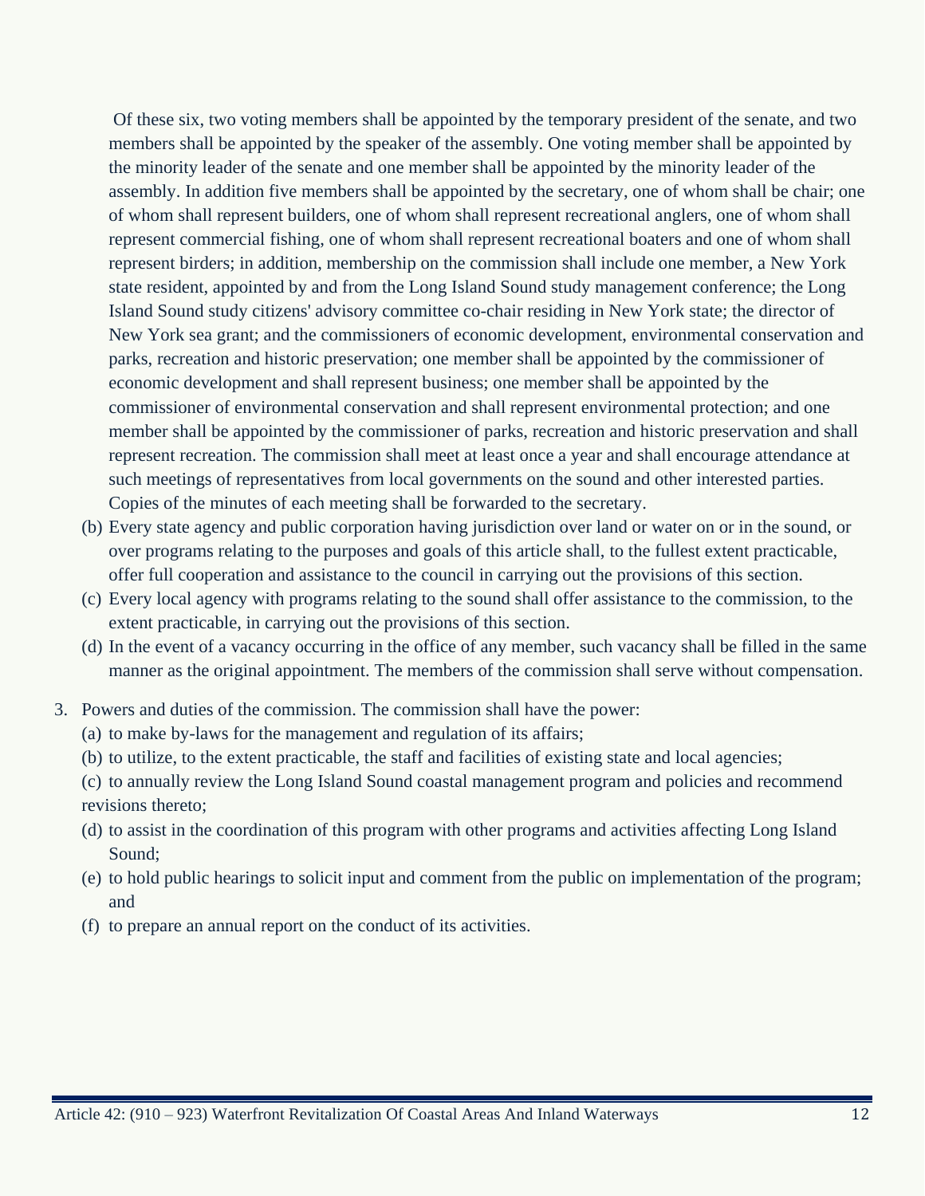Of these six, two voting members shall be appointed by the temporary president of the senate, and two members shall be appointed by the speaker of the assembly. One voting member shall be appointed by the minority leader of the senate and one member shall be appointed by the minority leader of the assembly. In addition five members shall be appointed by the secretary, one of whom shall be chair; one of whom shall represent builders, one of whom shall represent recreational anglers, one of whom shall represent commercial fishing, one of whom shall represent recreational boaters and one of whom shall represent birders; in addition, membership on the commission shall include one member, a New York state resident, appointed by and from the Long Island Sound study management conference; the Long Island Sound study citizens' advisory committee co-chair residing in New York state; the director of New York sea grant; and the commissioners of economic development, environmental conservation and parks, recreation and historic preservation; one member shall be appointed by the commissioner of economic development and shall represent business; one member shall be appointed by the commissioner of environmental conservation and shall represent environmental protection; and one member shall be appointed by the commissioner of parks, recreation and historic preservation and shall represent recreation. The commission shall meet at least once a year and shall encourage attendance at such meetings of representatives from local governments on the sound and other interested parties. Copies of the minutes of each meeting shall be forwarded to the secretary.

(b) Every state agency and public corporation having jurisdiction over land or water on or in the sound, or over programs relating to the purposes and goals of this article shall, to the fullest extent practicable, offer full cooperation and assistance to the council in carrying out the provisions of this section.

(c) Every local agency with programs relating to the sound shall offer assistance to the commission, to the extent practicable, in carrying out the provisions of this section.

(d) In the event of a vacancy occurring in the office of any member, such vacancy shall be filled in the same manner as the original appointment. The members of the commission shall serve without compensation.

3. Powers and duties of the commission. The commission shall have the power:
   (a) to make by-laws for the management and regulation of its affairs;
   (b) to utilize, to the extent practicable, the staff and facilities of existing state and local agencies;
   (c) to annually review the Long Island Sound coastal management program and policies and recommend revisions thereto;
   (d) to assist in the coordination of this program with other programs and activities affecting Long Island Sound;
   (e) to hold public hearings to solicit input and comment from the public on implementation of the program; and
   (f) to prepare an annual report on the conduct of its activities.